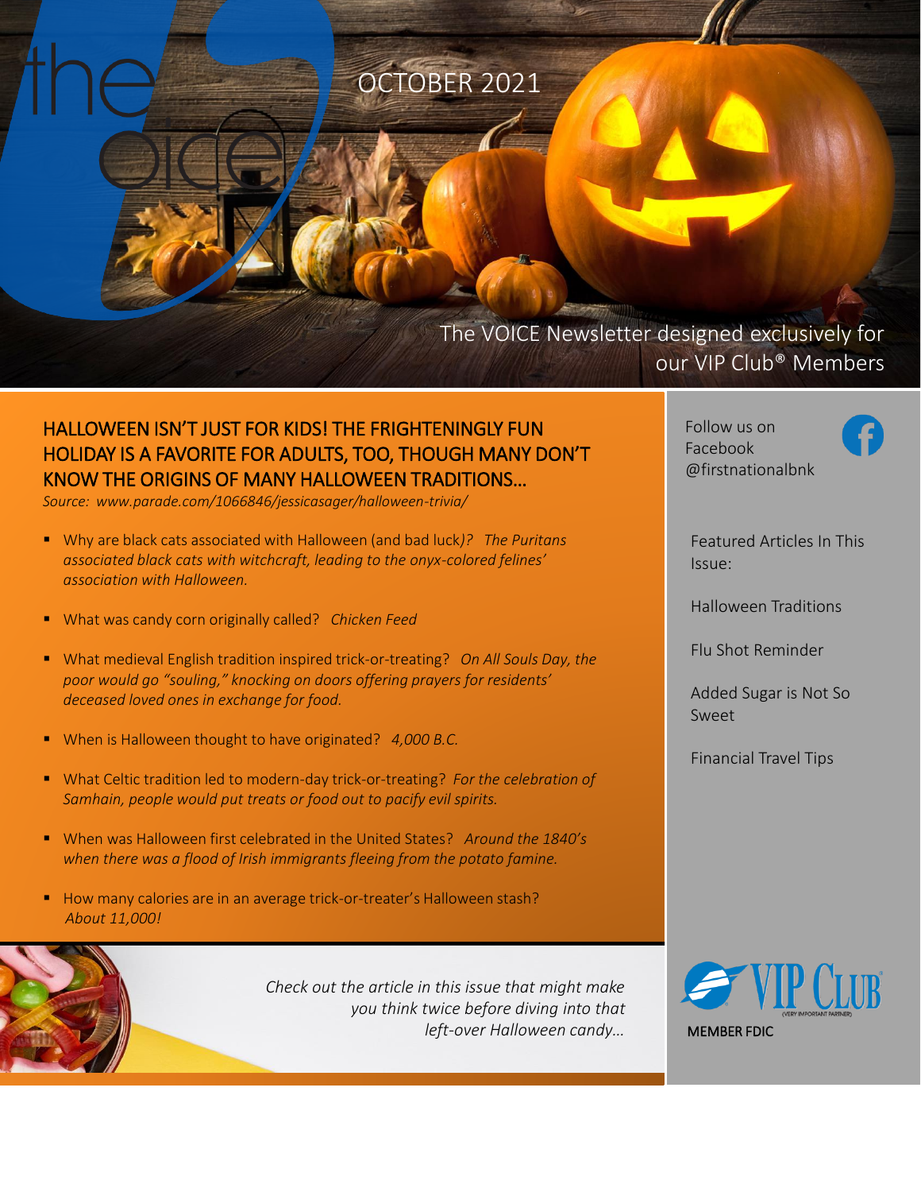# the voice

OCTOBER 2021

The VOICE Newsletter designed exclusively for our VIP Club® Members

## HALLOWEEN ISN'T JUST FOR KIDS! THE FRIGHTENINGLY FUN HOLIDAY IS A FAVORITE FOR ADULTS, TOO, THOUGH MANY DON'T KNOW THE ORIGINS OF MANY HALLOWEEN TRADITIONS…

*Source: www.parade.com/1066846/jessicasager/halloween-trivia/*

- Why are black cats associated with Halloween (and bad luck)? *The Puritans associated black cats with witchcraft, leading to the onyx-colored felines' association with Halloween.*
- What was candy corn originally called? *Chicken Feed*
- What medieval English tradition inspired trick-or-treating? *On All Souls Day, the poor would go "souling," knocking on doors offering prayers for residents' deceased loved ones in exchange for food.*
- When is Halloween thought to have originated? *4,000 B.C.*
- What Celtic tradition led to modern-day trick-or-treating? *For the celebration of Samhain, people would put treats or food out to pacify evil spirits.*
- When was Halloween first celebrated in the United States? *Around the 1840's when there was a flood of Irish immigrants fleeing from the potato famine.*
- How many calories are in an average trick-or-treater's Halloween stash? *About 11,000!*

*Check out the article in this issue that might make you think twice before diving into that left-over Halloween candy…*

Follow us on Facebook @firstnationalbnk

Featured Articles In This Issue:

Halloween Traditions

Flu Shot Reminder

Added Sugar is Not So Sweet

Financial Travel Tips

VIP CLUB (VERY IMPORTANT PARTNER)

MEMBER FDIC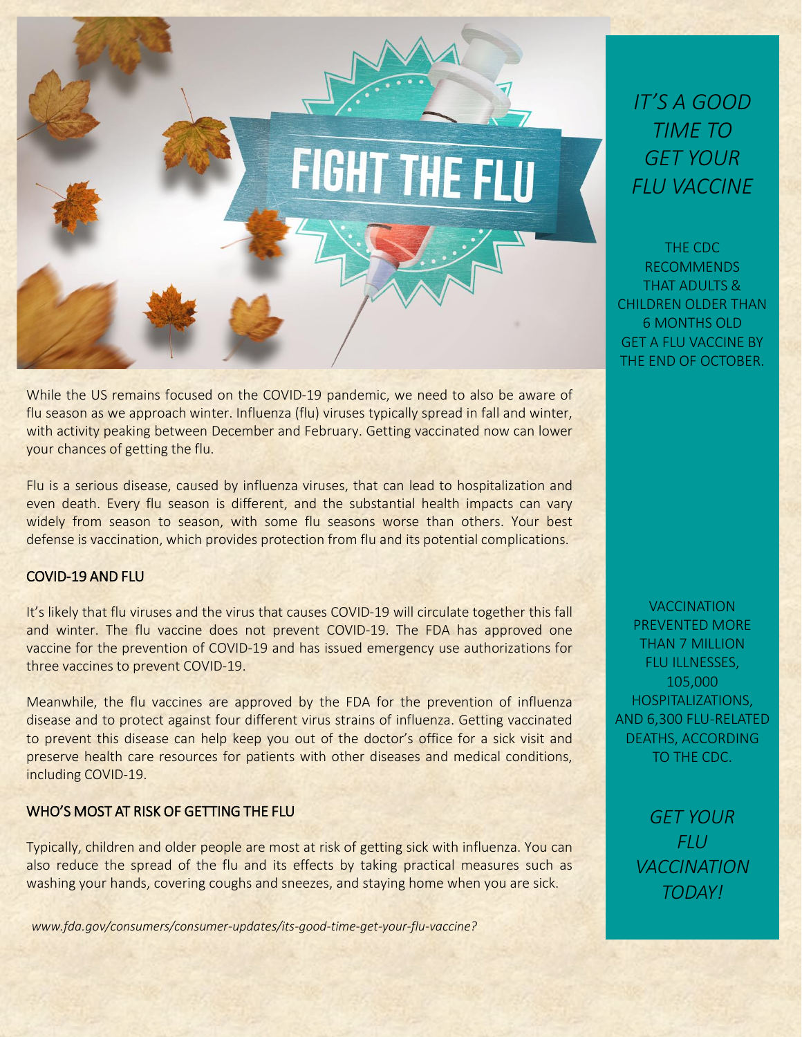FIGHT THE FLU

*IT'S A GOOD TIME TO GET YOUR FLU VACCINE*

THE CDC RECOMMENDS THAT ADULTS & CHILDREN OLDER THAN 6 MONTHS OLD GET A FLU VACCINE BY THE END OF OCTOBER.

While the US remains focused on the COVID-19 pandemic, we need to also be aware of flu season as we approach winter. Influenza (flu) viruses typically spread in fall and winter, with activity peaking between December and February. Getting vaccinated now can lower your chances of getting the flu.

Flu is a serious disease, caused by influenza viruses, that can lead to hospitalization and even death. Every flu season is different, and the substantial health impacts can vary widely from season to season, with some flu seasons worse than others. Your best defense is vaccination, which provides protection from flu and its potential complications.

## COVID-19 AND FLU

It's likely that flu viruses and the virus that causes COVID-19 will circulate together this fall and winter. The flu vaccine does not prevent COVID-19. The FDA has approved one vaccine for the prevention of COVID-19 and has issued emergency use authorizations for three vaccines to prevent COVID-19.

Meanwhile, the flu vaccines are approved by the FDA for the prevention of influenza disease and to protect against four different virus strains of influenza. Getting vaccinated to prevent this disease can help keep you out of the doctor's office for a sick visit and preserve health care resources for patients with other diseases and medical conditions, including COVID-19.

VACCINATION PREVENTED MORE THAN 7 MILLION FLU ILLNESSES, 105,000 HOSPITALIZATIONS, AND 6,300 FLU-RELATED DEATHS, ACCORDING TO THE CDC.

## WHO'S MOST AT RISK OF GETTING THE FLU

Typically, children and older people are most at risk of getting sick with influenza. You can also reduce the spread of the flu and its effects by taking practical measures such as washing your hands, covering coughs and sneezes, and staying home when you are sick.

*GET YOUR FLU VACCINATION TODAY!*

*www.fda.gov/consumers/consumer-updates/its-good-time-get-your-flu-vaccine?*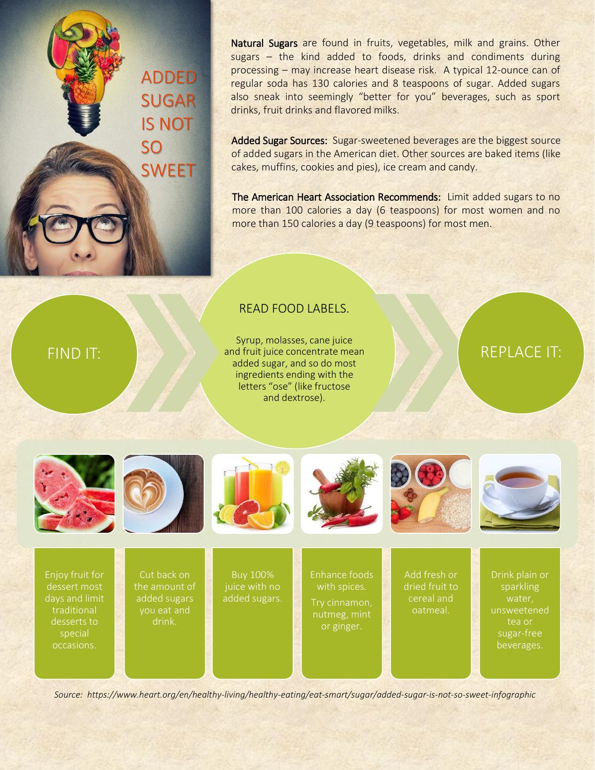# ADDED SUGAR IS NOT SO SWEET

**Natural Sugars** are found in fruits, vegetables, milk and grains. Other sugars – the kind added to foods, drinks and condiments during processing – may increase heart disease risk. A typical 12-ounce can of regular soda has 130 calories and 8 teaspoons of sugar. Added sugars also sneak into seemingly "better for you" beverages, such as sport drinks, fruit drinks and flavored milks.

**Added Sugar Sources:** Sugar-sweetened beverages are the biggest source of added sugars in the American diet. Other sources are baked items (like cakes, muffins, cookies and pies), ice cream and candy.

**The American Heart Association Recommends:** Limit added sugars to no more than 100 calories a day (6 teaspoons) for most women and no more than 150 calories a day (9 teaspoons) for most men.

## FIND IT:

### READ FOOD LABELS.

Syrup, molasses, cane juice and fruit juice concentrate mean added sugar, and so do most ingredients ending with the letters "ose" (like fructose and dextrose).

## REPLACE IT:

- Enjoy fruit for dessert most days and limit traditional desserts to special occasions.
- Cut back on the amount of added sugars you eat and drink.
- Buy 100% juice with no added sugars.
- Enhance foods with spices. Try cinnamon, nutmeg, mint or ginger.
- Add fresh or dried fruit to cereal and oatmeal.
- Drink plain or sparkling water, unsweetened tea or sugar-free beverages.

*Source: https://www.heart.org/en/healthy-living/healthy-eating/eat-smart/sugar/added-sugar-is-not-so-sweet-infographic*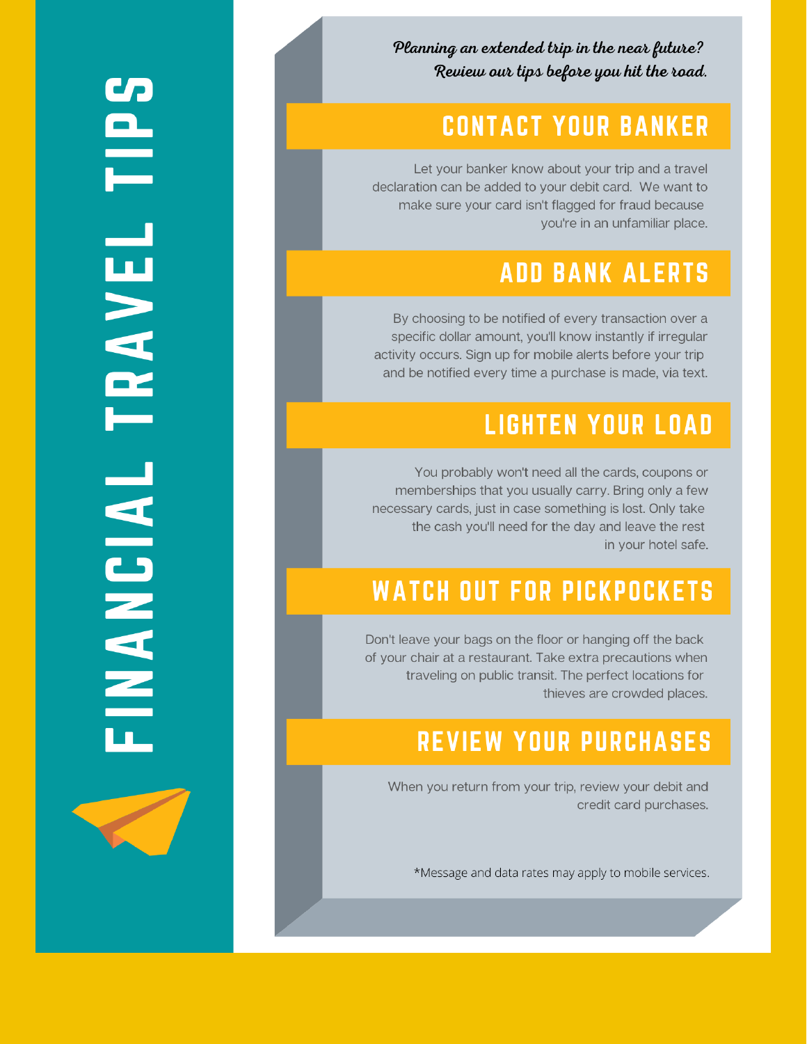# FINANCIAL TRAVEL TIPS

***Planning an extended trip in the near future? Review our tips before you hit the road.***

## CONTACT YOUR BANKER

Let your banker know about your trip and a travel declaration can be added to your debit card. We want to make sure your card isn't flagged for fraud because you're in an unfamiliar place.

## ADD BANK ALERTS

By choosing to be notified of every transaction over a specific dollar amount, you'll know instantly if irregular activity occurs. Sign up for mobile alerts before your trip and be notified every time a purchase is made, via text.

## LIGHTEN YOUR LOAD

You probably won't need all the cards, coupons or memberships that you usually carry. Bring only a few necessary cards, just in case something is lost. Only take the cash you'll need for the day and leave the rest in your hotel safe.

## WATCH OUT FOR PICKPOCKETS

Don't leave your bags on the floor or hanging off the back of your chair at a restaurant. Take extra precautions when traveling on public transit. The perfect locations for thieves are crowded places.

## REVIEW YOUR PURCHASES

When you return from your trip, review your debit and credit card purchases.

*Message and data rates may apply to mobile services.